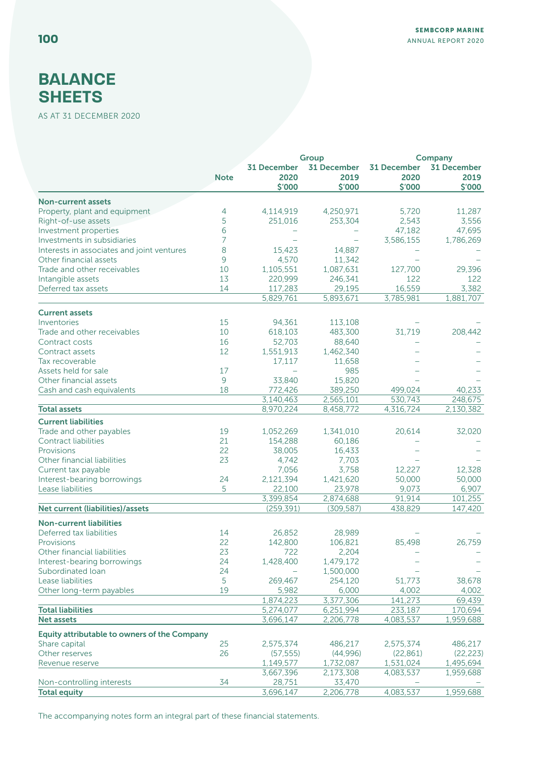# BALANCE SHEETS

AS AT 31 DECEMBER 2020

| | Note | Group | | Company | |
|---|---|---|---|---|---|
| | | 31 December 2020 $'000 | 31 December 2019 $'000 | 31 December 2020 $'000 | 31 December 2019 $'000 |
| **Non-current assets** | | | | | |
| Property, plant and equipment | 4 | 4,114,919 | 4,250,971 | 5,720 | 11,287 |
| Right-of-use assets | 5 | 251,016 | 253,304 | 2,543 | 3,556 |
| Investment properties | 6 | – | – | 47,182 | 47,695 |
| Investments in subsidiaries | 7 | – | – | 3,586,155 | 1,786,269 |
| Interests in associates and joint ventures | 8 | 15,423 | 14,887 | – | – |
| Other financial assets | 9 | 4,570 | 11,342 | – | – |
| Trade and other receivables | 10 | 1,105,551 | 1,087,631 | 127,700 | 29,396 |
| Intangible assets | 13 | 220,999 | 246,341 | 122 | 122 |
| Deferred tax assets | 14 | 117,283 | 29,195 | 16,559 | 3,382 |
| | | 5,829,761 | 5,893,671 | 3,785,981 | 1,881,707 |
| **Current assets** | | | | | |
| Inventories | 15 | 94,361 | 113,108 | – | – |
| Trade and other receivables | 10 | 618,103 | 483,300 | 31,719 | 208,442 |
| Contract costs | 16 | 52,703 | 88,640 | – | – |
| Contract assets | 12 | 1,551,913 | 1,462,340 | – | – |
| Tax recoverable | | 17,117 | 11,658 | – | – |
| Assets held for sale | 17 | – | 985 | – | – |
| Other financial assets | 9 | 33,840 | 15,820 | – | – |
| Cash and cash equivalents | 18 | 772,426 | 389,250 | 499,024 | 40,233 |
| | | 3,140,463 | 2,565,101 | 530,743 | 248,675 |
| **Total assets** | | 8,970,224 | 8,458,772 | 4,316,724 | 2,130,382 |
| **Current liabilities** | | | | | |
| Trade and other payables | 19 | 1,052,269 | 1,341,010 | 20,614 | 32,020 |
| Contract liabilities | 21 | 154,288 | 60,186 | – | – |
| Provisions | 22 | 38,005 | 16,433 | – | – |
| Other financial liabilities | 23 | 4,742 | 7,703 | – | – |
| Current tax payable | | 7,056 | 3,758 | 12,227 | 12,328 |
| Interest-bearing borrowings | 24 | 2,121,394 | 1,421,620 | 50,000 | 50,000 |
| Lease liabilities | 5 | 22,100 | 23,978 | 9,073 | 6,907 |
| | | 3,399,854 | 2,874,688 | 91,914 | 101,255 |
| **Net current (liabilities)/assets** | | (259,391) | (309,587) | 438,829 | 147,420 |
| **Non-current liabilities** | | | | | |
| Deferred tax liabilities | 14 | 26,852 | 28,989 | – | – |
| Provisions | 22 | 142,800 | 106,821 | 85,498 | 26,759 |
| Other financial liabilities | 23 | 722 | 2,204 | – | – |
| Interest-bearing borrowings | 24 | 1,428,400 | 1,479,172 | – | – |
| Subordinated loan | 24 | – | 1,500,000 | – | – |
| Lease liabilities | 5 | 269,467 | 254,120 | 51,773 | 38,678 |
| Other long-term payables | 19 | 5,982 | 6,000 | 4,002 | 4,002 |
| | | 1,874,223 | 3,377,306 | 141,273 | 69,439 |
| **Total liabilities** | | 5,274,077 | 6,251,994 | 233,187 | 170,694 |
| **Net assets** | | 3,696,147 | 2,206,778 | 4,083,537 | 1,959,688 |
| **Equity attributable to owners of the Company** | | | | | |
| Share capital | 25 | 2,575,374 | 486,217 | 2,575,374 | 486,217 |
| Other reserves | 26 | (57,555) | (44,996) | (22,861) | (22,223) |
| Revenue reserve | | 1,149,577 | 1,732,087 | 1,531,024 | 1,495,694 |
| | | 3,667,396 | 2,173,308 | 4,083,537 | 1,959,688 |
| Non-controlling interests | 34 | 28,751 | 33,470 | – | – |
| **Total equity** | | 3,696,147 | 2,206,778 | 4,083,537 | 1,959,688 |

The accompanying notes form an integral part of these financial statements.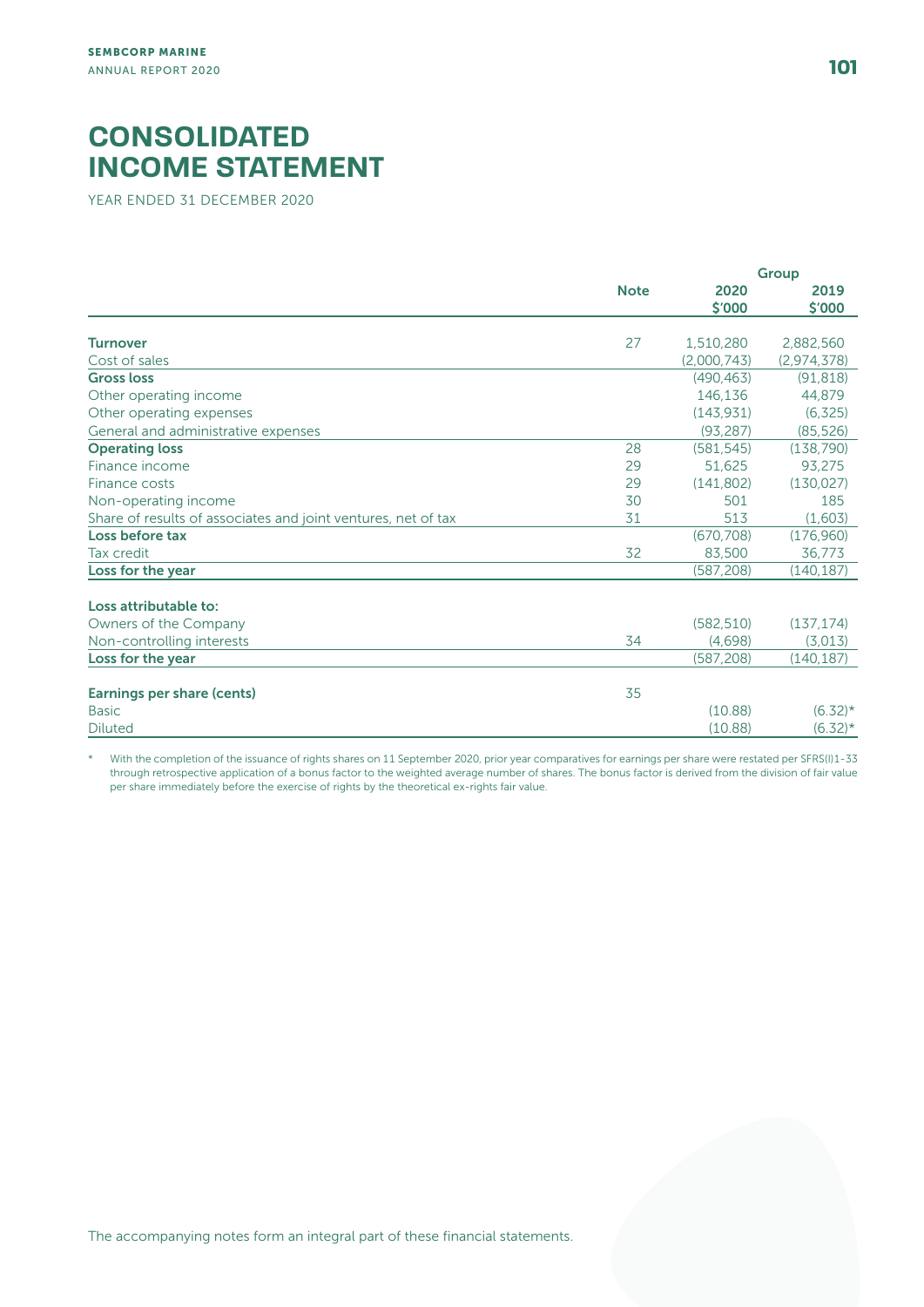# CONSOLIDATED INCOME STATEMENT

YEAR ENDED 31 DECEMBER 2020

| | Note | Group | |
|---|---|---|---|
| | | 2020<br>$'000 | 2019<br>$'000 |
| **Turnover** | 27 | 1,510,280 | 2,882,560 |
| Cost of sales | | (2,000,743) | (2,974,378) |
| **Gross loss** | | (490,463) | (91,818) |
| Other operating income | | 146,136 | 44,879 |
| Other operating expenses | | (143,931) | (6,325) |
| General and administrative expenses | | (93,287) | (85,526) |
| **Operating loss** | 28 | (581,545) | (138,790) |
| Finance income | 29 | 51,625 | 93,275 |
| Finance costs | 29 | (141,802) | (130,027) |
| Non-operating income | 30 | 501 | 185 |
| Share of results of associates and joint ventures, net of tax | 31 | 513 | (1,603) |
| **Loss before tax** | | (670,708) | (176,960) |
| Tax credit | 32 | 83,500 | 36,773 |
| **Loss for the year** | | (587,208) | (140,187) |
| | | | |
| **Loss attributable to:** | | | |
| Owners of the Company | | (582,510) | (137,174) |
| Non-controlling interests | 34 | (4,698) | (3,013) |
| **Loss for the year** | | (587,208) | (140,187) |
| | | | |
| **Earnings per share (cents)** | 35 | | |
| Basic | | (10.88) | (6.32)* |
| Diluted | | (10.88) | (6.32)* |

\* With the completion of the issuance of rights shares on 11 September 2020, prior year comparatives for earnings per share were restated per SFRS(I)1-33 through retrospective application of a bonus factor to the weighted average number of shares. The bonus factor is derived from the division of fair value per share immediately before the exercise of rights by the theoretical ex-rights fair value.

The accompanying notes form an integral part of these financial statements.